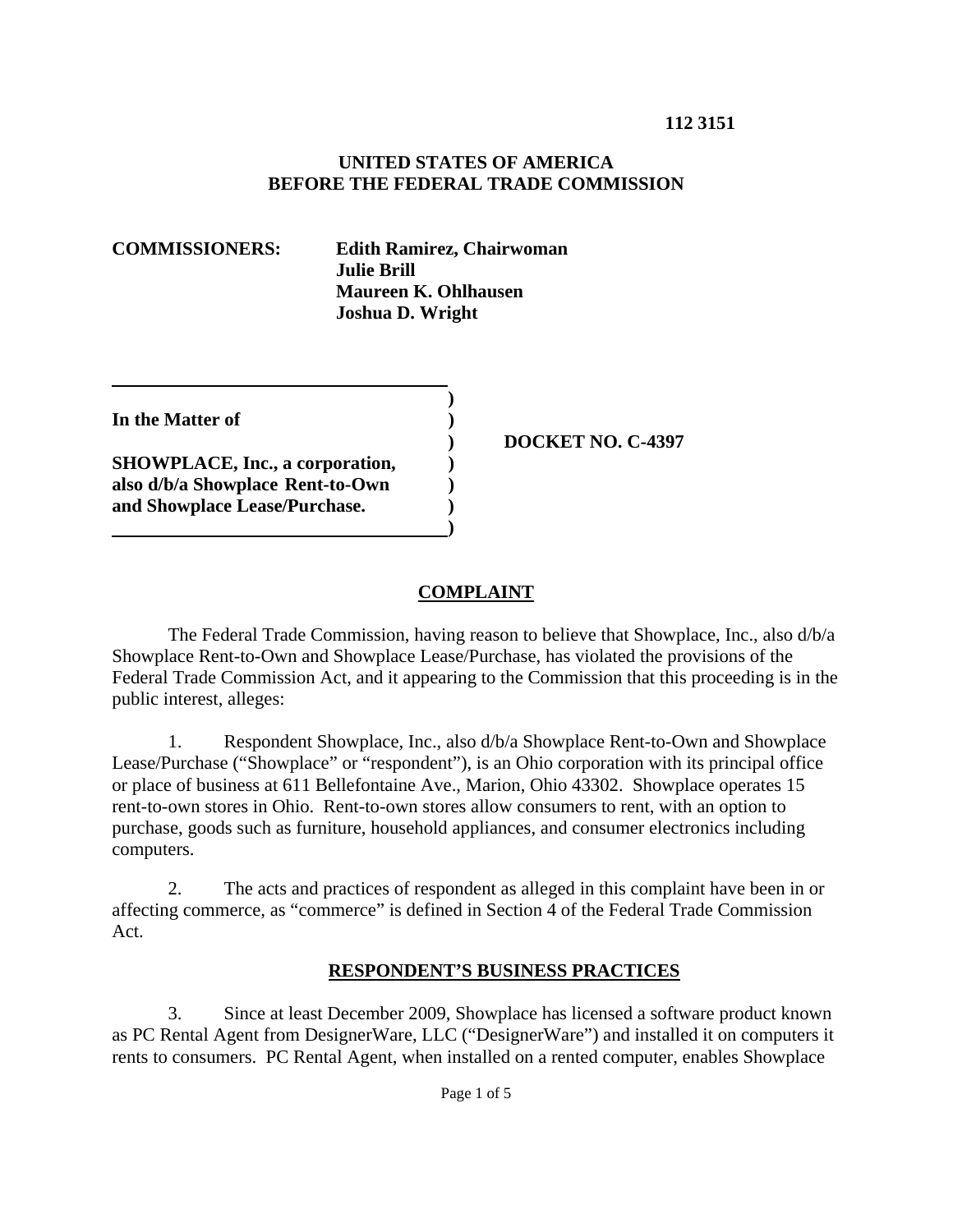**112 3151**

**UNITED STATES OF AMERICA**
**BEFORE THE FEDERAL TRADE COMMISSION**

**COMMISSIONERS:** **Edith Ramirez, Chairwoman**
**Julie Brill**
**Maureen K. Ohlhausen**
**Joshua D. Wright**

| | | |
|---|---|---|
| **In the Matter of** | **)** | |
| | **)** | **DOCKET NO. C-4397** |
| **SHOWPLACE, Inc., a corporation, also d/b/a Showplace Rent-to-Own and Showplace Lease/Purchase.** | **)** | |

## COMPLAINT

The Federal Trade Commission, having reason to believe that Showplace, Inc., also d/b/a Showplace Rent-to-Own and Showplace Lease/Purchase, has violated the provisions of the Federal Trade Commission Act, and it appearing to the Commission that this proceeding is in the public interest, alleges:

1. Respondent Showplace, Inc., also d/b/a Showplace Rent-to-Own and Showplace Lease/Purchase ("Showplace" or "respondent"), is an Ohio corporation with its principal office or place of business at 611 Bellefontaine Ave., Marion, Ohio 43302. Showplace operates 15 rent-to-own stores in Ohio. Rent-to-own stores allow consumers to rent, with an option to purchase, goods such as furniture, household appliances, and consumer electronics including computers.

2. The acts and practices of respondent as alleged in this complaint have been in or affecting commerce, as "commerce" is defined in Section 4 of the Federal Trade Commission Act.

## RESPONDENT'S BUSINESS PRACTICES

3. Since at least December 2009, Showplace has licensed a software product known as PC Rental Agent from DesignerWare, LLC ("DesignerWare") and installed it on computers it rents to consumers. PC Rental Agent, when installed on a rented computer, enables Showplace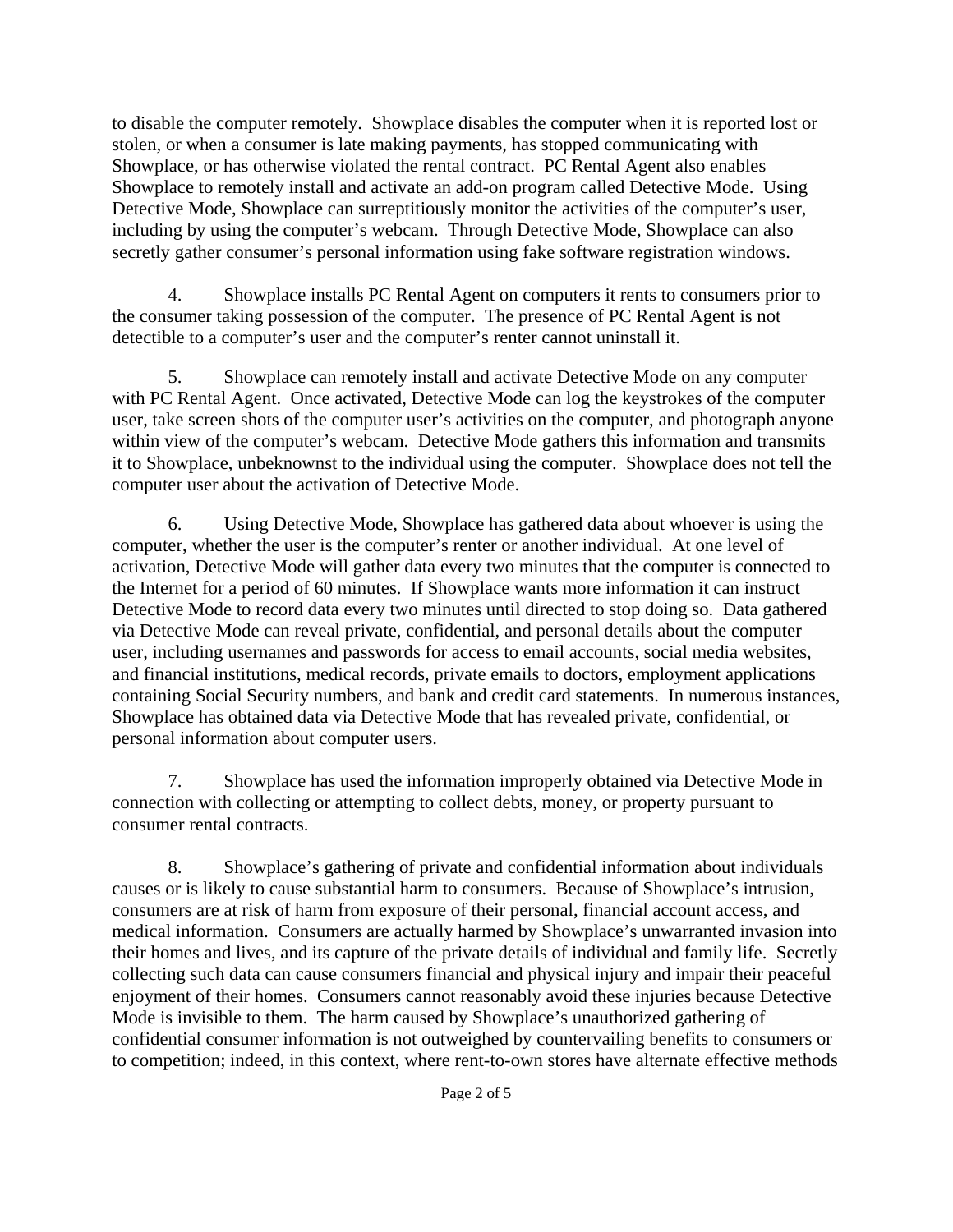to disable the computer remotely. Showplace disables the computer when it is reported lost or stolen, or when a consumer is late making payments, has stopped communicating with Showplace, or has otherwise violated the rental contract. PC Rental Agent also enables Showplace to remotely install and activate an add-on program called Detective Mode. Using Detective Mode, Showplace can surreptitiously monitor the activities of the computer's user, including by using the computer's webcam. Through Detective Mode, Showplace can also secretly gather consumer's personal information using fake software registration windows.

4. Showplace installs PC Rental Agent on computers it rents to consumers prior to the consumer taking possession of the computer. The presence of PC Rental Agent is not detectible to a computer's user and the computer's renter cannot uninstall it.

5. Showplace can remotely install and activate Detective Mode on any computer with PC Rental Agent. Once activated, Detective Mode can log the keystrokes of the computer user, take screen shots of the computer user's activities on the computer, and photograph anyone within view of the computer's webcam. Detective Mode gathers this information and transmits it to Showplace, unbeknownst to the individual using the computer. Showplace does not tell the computer user about the activation of Detective Mode.

6. Using Detective Mode, Showplace has gathered data about whoever is using the computer, whether the user is the computer's renter or another individual. At one level of activation, Detective Mode will gather data every two minutes that the computer is connected to the Internet for a period of 60 minutes. If Showplace wants more information it can instruct Detective Mode to record data every two minutes until directed to stop doing so. Data gathered via Detective Mode can reveal private, confidential, and personal details about the computer user, including usernames and passwords for access to email accounts, social media websites, and financial institutions, medical records, private emails to doctors, employment applications containing Social Security numbers, and bank and credit card statements. In numerous instances, Showplace has obtained data via Detective Mode that has revealed private, confidential, or personal information about computer users.

7. Showplace has used the information improperly obtained via Detective Mode in connection with collecting or attempting to collect debts, money, or property pursuant to consumer rental contracts.

8. Showplace's gathering of private and confidential information about individuals causes or is likely to cause substantial harm to consumers. Because of Showplace's intrusion, consumers are at risk of harm from exposure of their personal, financial account access, and medical information. Consumers are actually harmed by Showplace's unwarranted invasion into their homes and lives, and its capture of the private details of individual and family life. Secretly collecting such data can cause consumers financial and physical injury and impair their peaceful enjoyment of their homes. Consumers cannot reasonably avoid these injuries because Detective Mode is invisible to them. The harm caused by Showplace's unauthorized gathering of confidential consumer information is not outweighed by countervailing benefits to consumers or to competition; indeed, in this context, where rent-to-own stores have alternate effective methods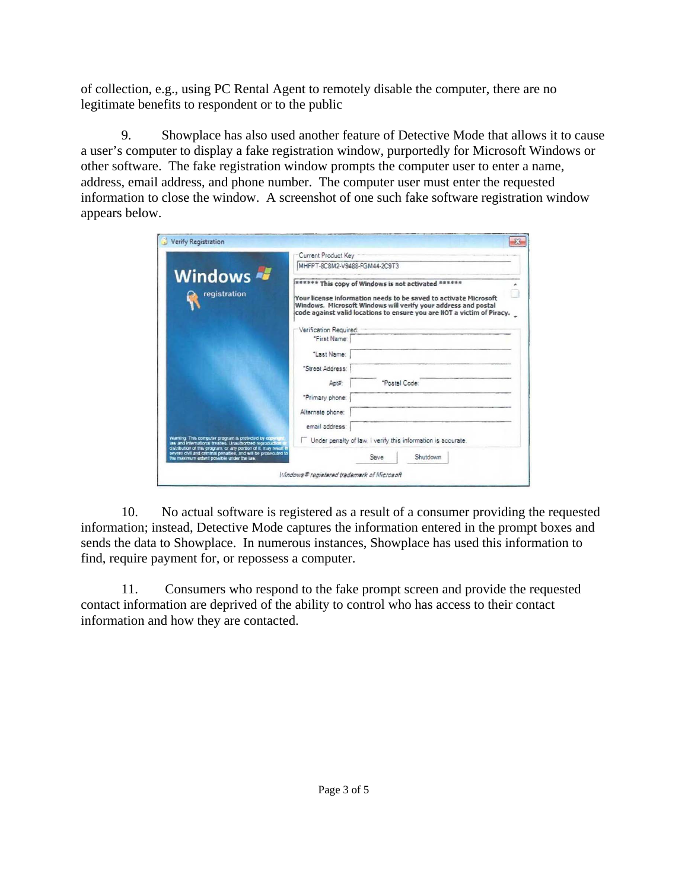of collection, e.g., using PC Rental Agent to remotely disable the computer, there are no legitimate benefits to respondent or to the public

9. Showplace has also used another feature of Detective Mode that allows it to cause a user's computer to display a fake registration window, purportedly for Microsoft Windows or other software. The fake registration window prompts the computer user to enter a name, address, email address, and phone number. The computer user must enter the requested information to close the window. A screenshot of one such fake software registration window appears below.

10. No actual software is registered as a result of a consumer providing the requested information; instead, Detective Mode captures the information entered in the prompt boxes and sends the data to Showplace. In numerous instances, Showplace has used this information to find, require payment for, or repossess a computer.

11. Consumers who respond to the fake prompt screen and provide the requested contact information are deprived of the ability to control who has access to their contact information and how they are contacted.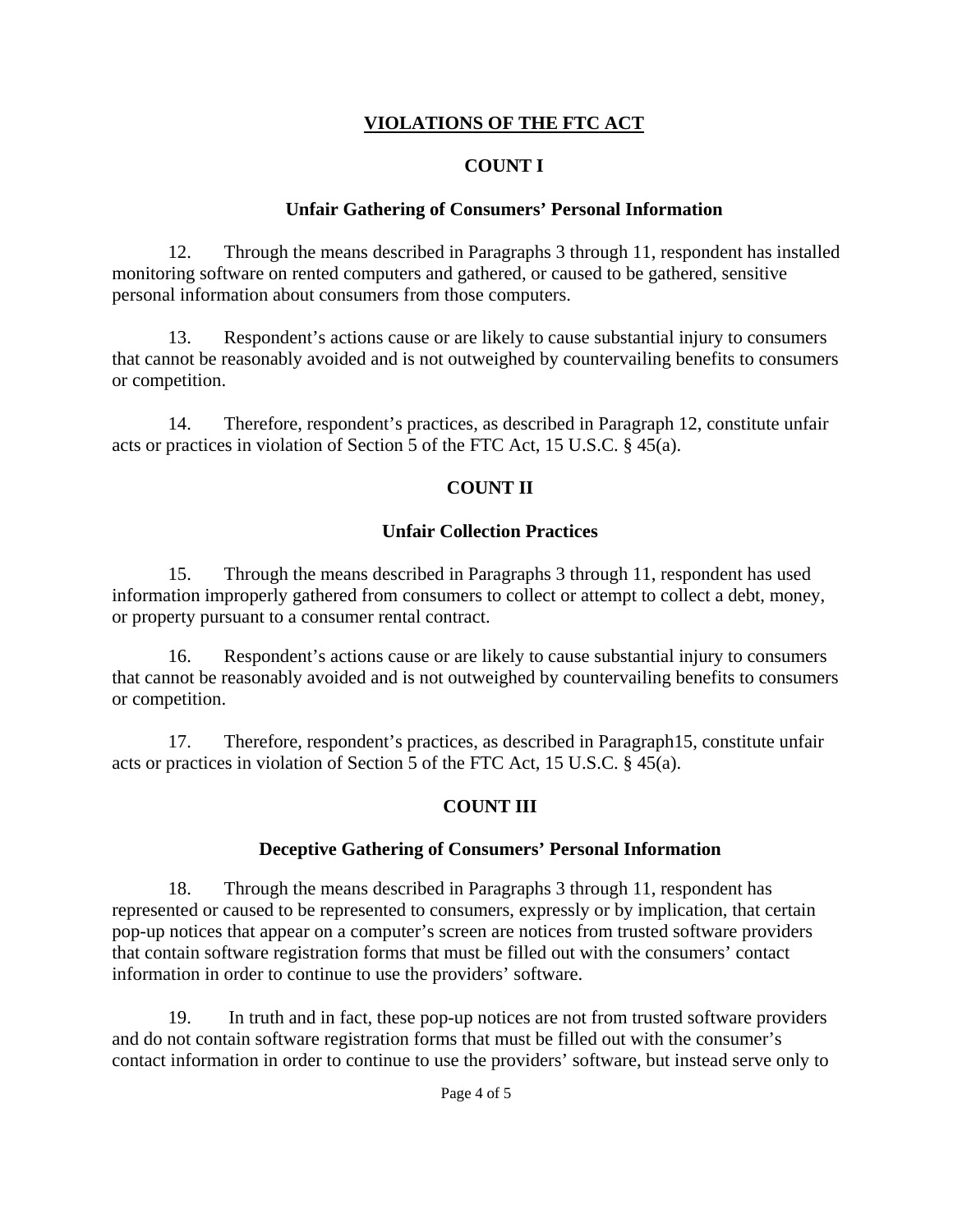## VIOLATIONS OF THE FTC ACT

### COUNT I

### Unfair Gathering of Consumers' Personal Information

12. Through the means described in Paragraphs 3 through 11, respondent has installed monitoring software on rented computers and gathered, or caused to be gathered, sensitive personal information about consumers from those computers.

13. Respondent's actions cause or are likely to cause substantial injury to consumers that cannot be reasonably avoided and is not outweighed by countervailing benefits to consumers or competition.

14. Therefore, respondent's practices, as described in Paragraph 12, constitute unfair acts or practices in violation of Section 5 of the FTC Act, 15 U.S.C. § 45(a).

### COUNT II

### Unfair Collection Practices

15. Through the means described in Paragraphs 3 through 11, respondent has used information improperly gathered from consumers to collect or attempt to collect a debt, money, or property pursuant to a consumer rental contract.

16. Respondent's actions cause or are likely to cause substantial injury to consumers that cannot be reasonably avoided and is not outweighed by countervailing benefits to consumers or competition.

17. Therefore, respondent's practices, as described in Paragraph15, constitute unfair acts or practices in violation of Section 5 of the FTC Act, 15 U.S.C. § 45(a).

### COUNT III

### Deceptive Gathering of Consumers' Personal Information

18. Through the means described in Paragraphs 3 through 11, respondent has represented or caused to be represented to consumers, expressly or by implication, that certain pop-up notices that appear on a computer's screen are notices from trusted software providers that contain software registration forms that must be filled out with the consumers' contact information in order to continue to use the providers' software.

19. In truth and in fact, these pop-up notices are not from trusted software providers and do not contain software registration forms that must be filled out with the consumer's contact information in order to continue to use the providers' software, but instead serve only to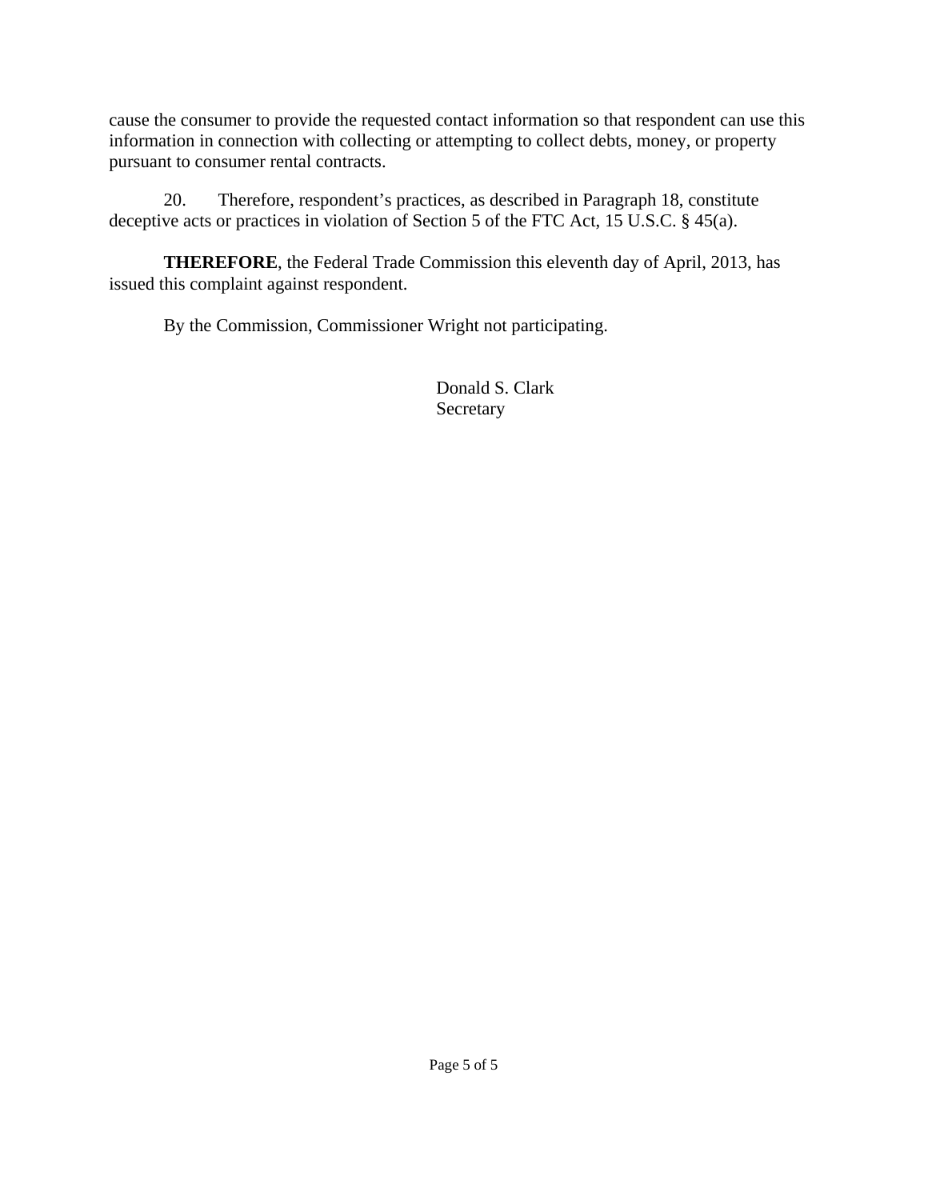cause the consumer to provide the requested contact information so that respondent can use this information in connection with collecting or attempting to collect debts, money, or property pursuant to consumer rental contracts.

20. Therefore, respondent's practices, as described in Paragraph 18, constitute deceptive acts or practices in violation of Section 5 of the FTC Act, 15 U.S.C. § 45(a).

**THEREFORE**, the Federal Trade Commission this eleventh day of April, 2013, has issued this complaint against respondent.

By the Commission, Commissioner Wright not participating.

Donald S. Clark
Secretary